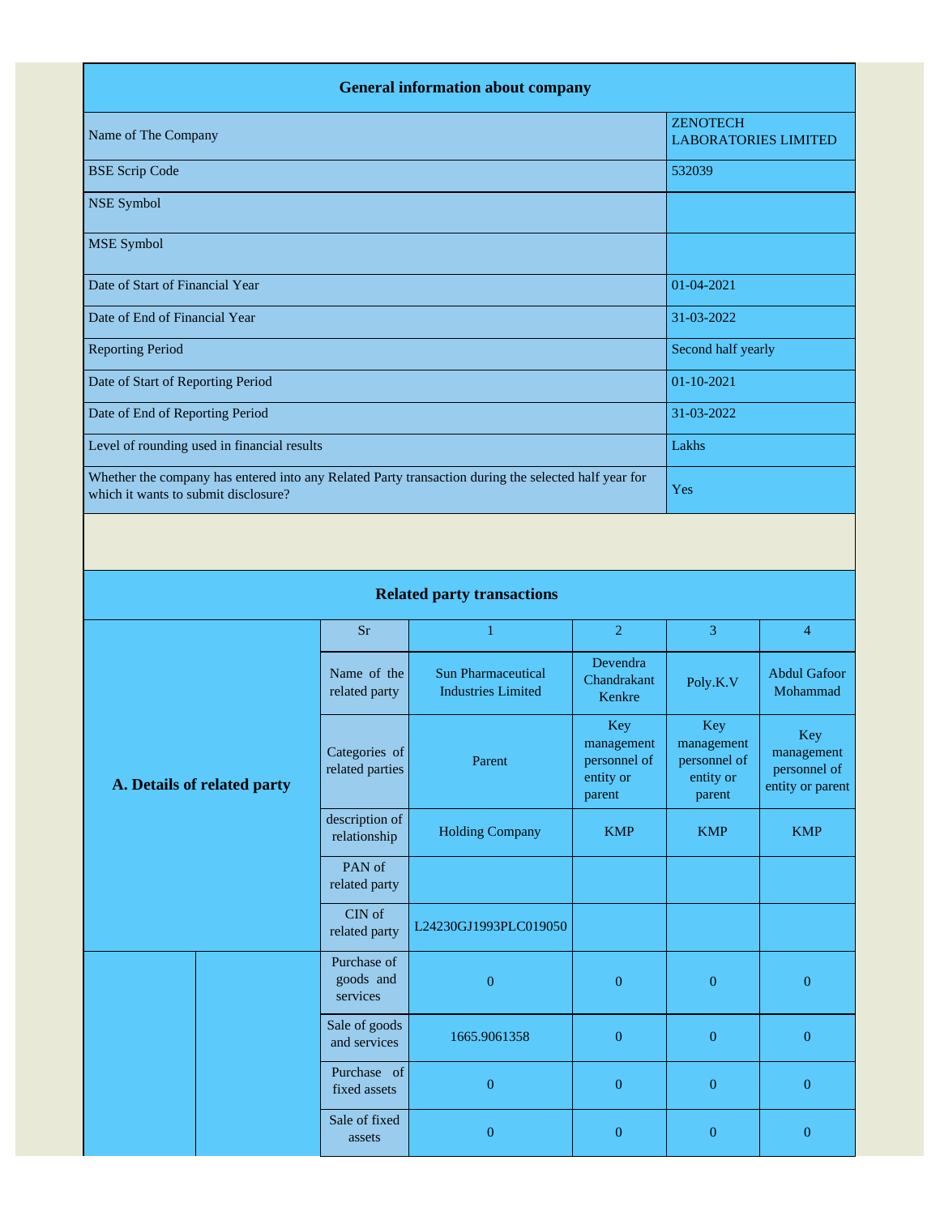## General information about company

| | |
|---|---|
| Name of The Company | ZENOTECH LABORATORIES LIMITED |
| BSE Scrip Code | 532039 |
| NSE Symbol | |
| MSE Symbol | |
| Date of Start of Financial Year | 01-04-2021 |
| Date of End of Financial Year | 31-03-2022 |
| Reporting Period | Second half yearly |
| Date of Start of Reporting Period | 01-10-2021 |
| Date of End of Reporting Period | 31-03-2022 |
| Level of rounding used in financial results | Lakhs |
| Whether the company has entered into any Related Party transaction during the selected half year for which it wants to submit disclosure? | Yes |

## Related party transactions

| | | | | | | |
|---|---|---|---|---|---|---|
| **A. Details of related party** | | Sr | 1 | 2 | 3 | 4 |
| | | Name of the related party | Sun Pharmaceutical Industries Limited | Devendra Chandrakant Kenkre | Poly.K.V | Abdul Gafoor Mohammad |
| | | Categories of related parties | Parent | Key management personnel of entity or parent | Key management personnel of entity or parent | Key management personnel of entity or parent |
| | | description of relationship | Holding Company | KMP | KMP | KMP |
| | | PAN of related party | | | | |
| | | CIN of related party | L24230GJ1993PLC019050 | | | |
| | | Purchase of goods and services | 0 | 0 | 0 | 0 |
| | | Sale of goods and services | 1665.9061358 | 0 | 0 | 0 |
| | | Purchase of fixed assets | 0 | 0 | 0 | 0 |
| | | Sale of fixed assets | 0 | 0 | 0 | 0 |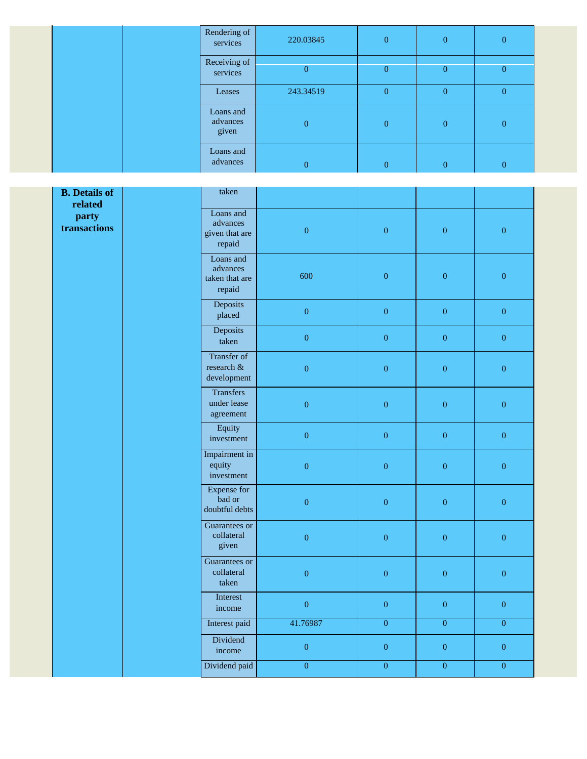| | | | | | | |
|---|---|---|---|---|---|---|
| | | Rendering of services | 220.03845 | 0 | 0 | 0 |
| | | Receiving of services | 0 | 0 | 0 | 0 |
| | | Leases | 243.34519 | 0 | 0 | 0 |
| | | Loans and advances given | 0 | 0 | 0 | 0 |
| | | Loans and advances taken | 0 | 0 | 0 | 0 |
| **B. Details of related party transactions** | | Loans and advances given that are repaid | 0 | 0 | 0 | 0 |
| | | Loans and advances taken that are repaid | 600 | 0 | 0 | 0 |
| | | Deposits placed | 0 | 0 | 0 | 0 |
| | | Deposits taken | 0 | 0 | 0 | 0 |
| | | Transfer of research & development | 0 | 0 | 0 | 0 |
| | | Transfers under lease agreement | 0 | 0 | 0 | 0 |
| | | Equity investment | 0 | 0 | 0 | 0 |
| | | Impairment in equity investment | 0 | 0 | 0 | 0 |
| | | Expense for bad or doubtful debts | 0 | 0 | 0 | 0 |
| | | Guarantees or collateral given | 0 | 0 | 0 | 0 |
| | | Guarantees or collateral taken | 0 | 0 | 0 | 0 |
| | | Interest income | 0 | 0 | 0 | 0 |
| | | Interest paid | 41.76987 | 0 | 0 | 0 |
| | | Dividend income | 0 | 0 | 0 | 0 |
| | | Dividend paid | 0 | 0 | 0 | 0 |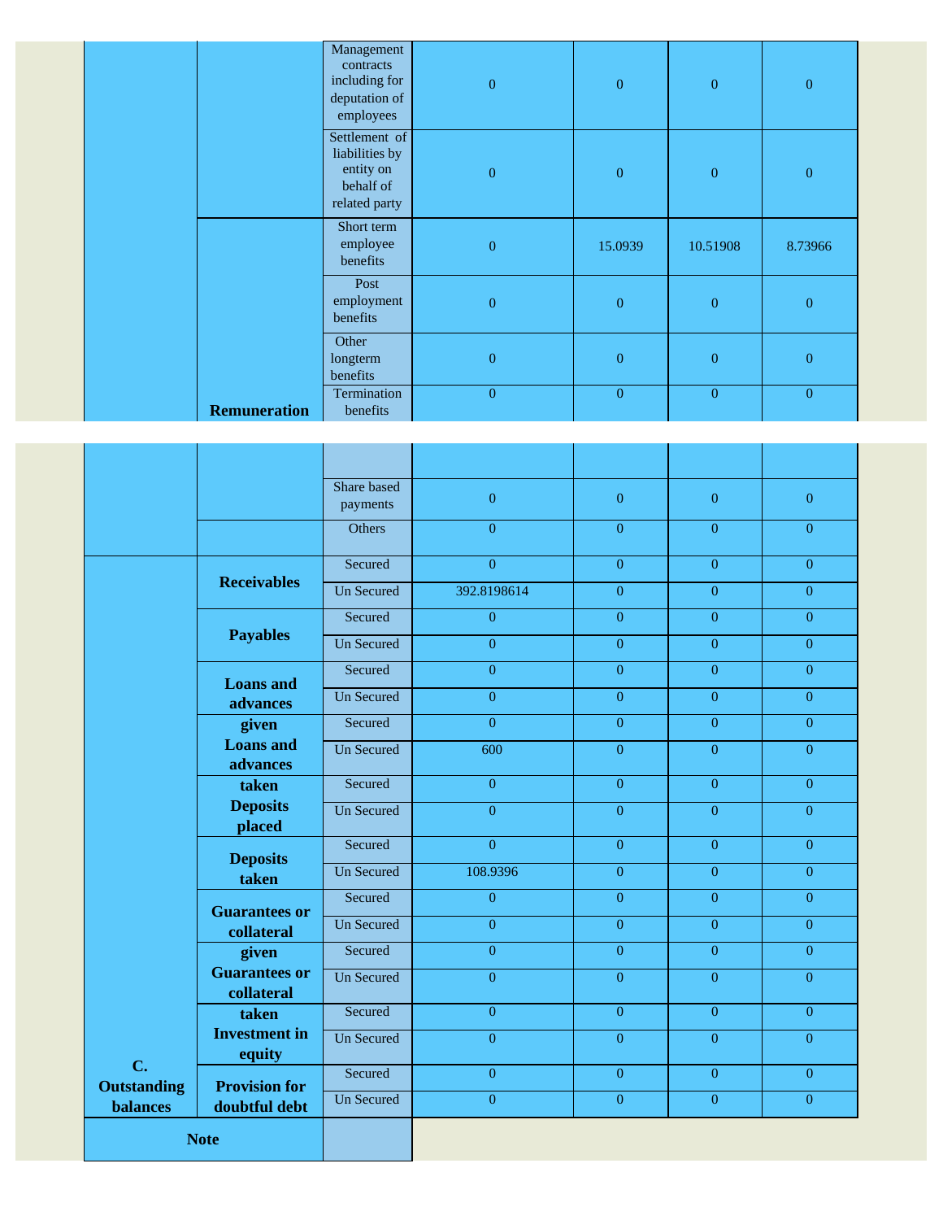| | | | | | | |
|---|---|---|---|---|---|---|
| | | Management contracts including for deputation of employees | 0 | 0 | 0 | 0 |
| | | Settlement of liabilities by entity on behalf of related party | 0 | 0 | 0 | 0 |
| | Remuneration | Short term employee benefits | 0 | 15.0939 | 10.51908 | 8.73966 |
| | | Post employment benefits | 0 | 0 | 0 | 0 |
| | | Other longterm benefits | 0 | 0 | 0 | 0 |
| | | Termination benefits | 0 | 0 | 0 | 0 |
| | | | | | | |
| | | Share based payments | 0 | 0 | 0 | 0 |
| | | Others | 0 | 0 | 0 | 0 |
| C. Outstanding balances | Receivables | Secured | 0 | 0 | 0 | 0 |
| | | Un Secured | 392.8198614 | 0 | 0 | 0 |
| | Payables | Secured | 0 | 0 | 0 | 0 |
| | | Un Secured | 0 | 0 | 0 | 0 |
| | Loans and advances given | Secured | 0 | 0 | 0 | 0 |
| | | Un Secured | 0 | 0 | 0 | 0 |
| | Loans and advances taken | Secured | 0 | 0 | 0 | 0 |
| | | Un Secured | 600 | 0 | 0 | 0 |
| | Deposits placed | Secured | 0 | 0 | 0 | 0 |
| | | Un Secured | 0 | 0 | 0 | 0 |
| | Deposits taken | Secured | 0 | 0 | 0 | 0 |
| | | Un Secured | 108.9396 | 0 | 0 | 0 |
| | Guarantees or collateral given | Secured | 0 | 0 | 0 | 0 |
| | | Un Secured | 0 | 0 | 0 | 0 |
| | Guarantees or collateral taken | Secured | 0 | 0 | 0 | 0 |
| | | Un Secured | 0 | 0 | 0 | 0 |
| | Investment in equity | Secured | 0 | 0 | 0 | 0 |
| | | Un Secured | 0 | 0 | 0 | 0 |
| | Provision for doubtful debt | Secured | 0 | 0 | 0 | 0 |
| | | Un Secured | 0 | 0 | 0 | 0 |
| Note | | | | | | |